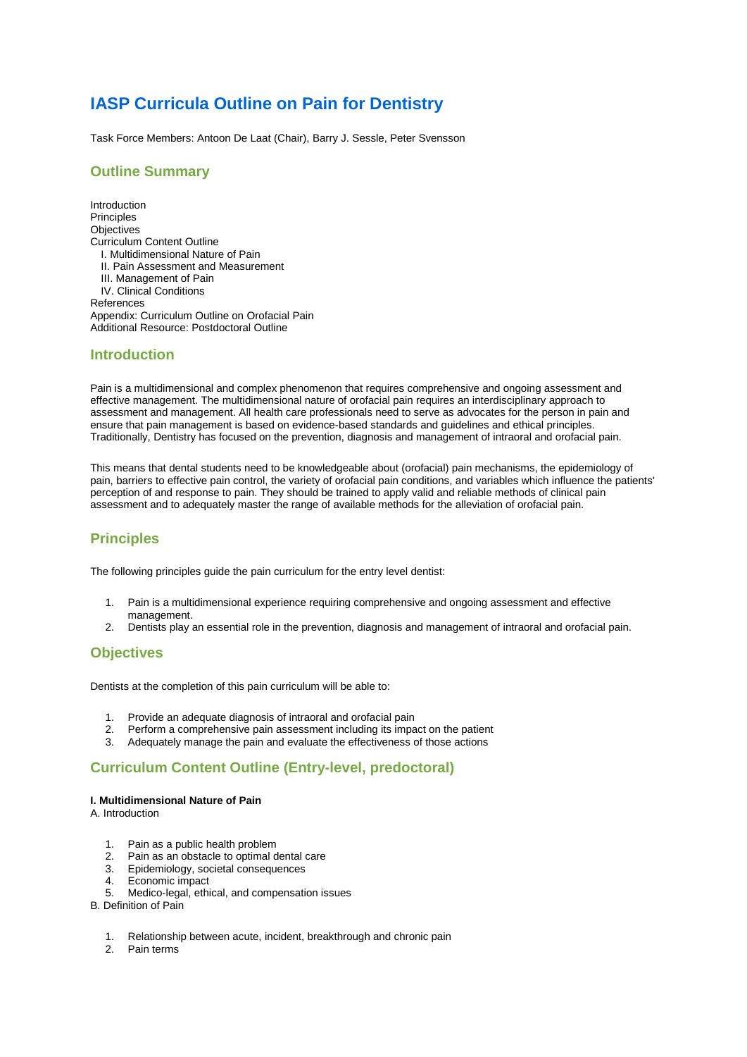# IASP Curricula Outline on Pain for Dentistry

Task Force Members: Antoon De Laat (Chair), Barry J. Sessle, Peter Svensson

## Outline Summary

Introduction
Principles
Objectives
Curriculum Content Outline
  I. Multidimensional Nature of Pain
  II. Pain Assessment and Measurement
  III. Management of Pain
  IV. Clinical Conditions
References
Appendix: Curriculum Outline on Orofacial Pain
Additional Resource: Postdoctoral Outline

## Introduction

Pain is a multidimensional and complex phenomenon that requires comprehensive and ongoing assessment and effective management. The multidimensional nature of orofacial pain requires an interdisciplinary approach to assessment and management. All health care professionals need to serve as advocates for the person in pain and ensure that pain management is based on evidence-based standards and guidelines and ethical principles. Traditionally, Dentistry has focused on the prevention, diagnosis and management of intraoral and orofacial pain.

This means that dental students need to be knowledgeable about (orofacial) pain mechanisms, the epidemiology of pain, barriers to effective pain control, the variety of orofacial pain conditions, and variables which influence the patients' perception of and response to pain. They should be trained to apply valid and reliable methods of clinical pain assessment and to adequately master the range of available methods for the alleviation of orofacial pain.

## Principles

The following principles guide the pain curriculum for the entry level dentist:

1. Pain is a multidimensional experience requiring comprehensive and ongoing assessment and effective management.
2. Dentists play an essential role in the prevention, diagnosis and management of intraoral and orofacial pain.

## Objectives

Dentists at the completion of this pain curriculum will be able to:

1. Provide an adequate diagnosis of intraoral and orofacial pain
2. Perform a comprehensive pain assessment including its impact on the patient
3. Adequately manage the pain and evaluate the effectiveness of those actions

## Curriculum Content Outline (Entry-level, predoctoral)

**I. Multidimensional Nature of Pain**

A. Introduction

1. Pain as a public health problem
2. Pain as an obstacle to optimal dental care
3. Epidemiology, societal consequences
4. Economic impact
5. Medico-legal, ethical, and compensation issues

B. Definition of Pain

1. Relationship between acute, incident, breakthrough and chronic pain
2. Pain terms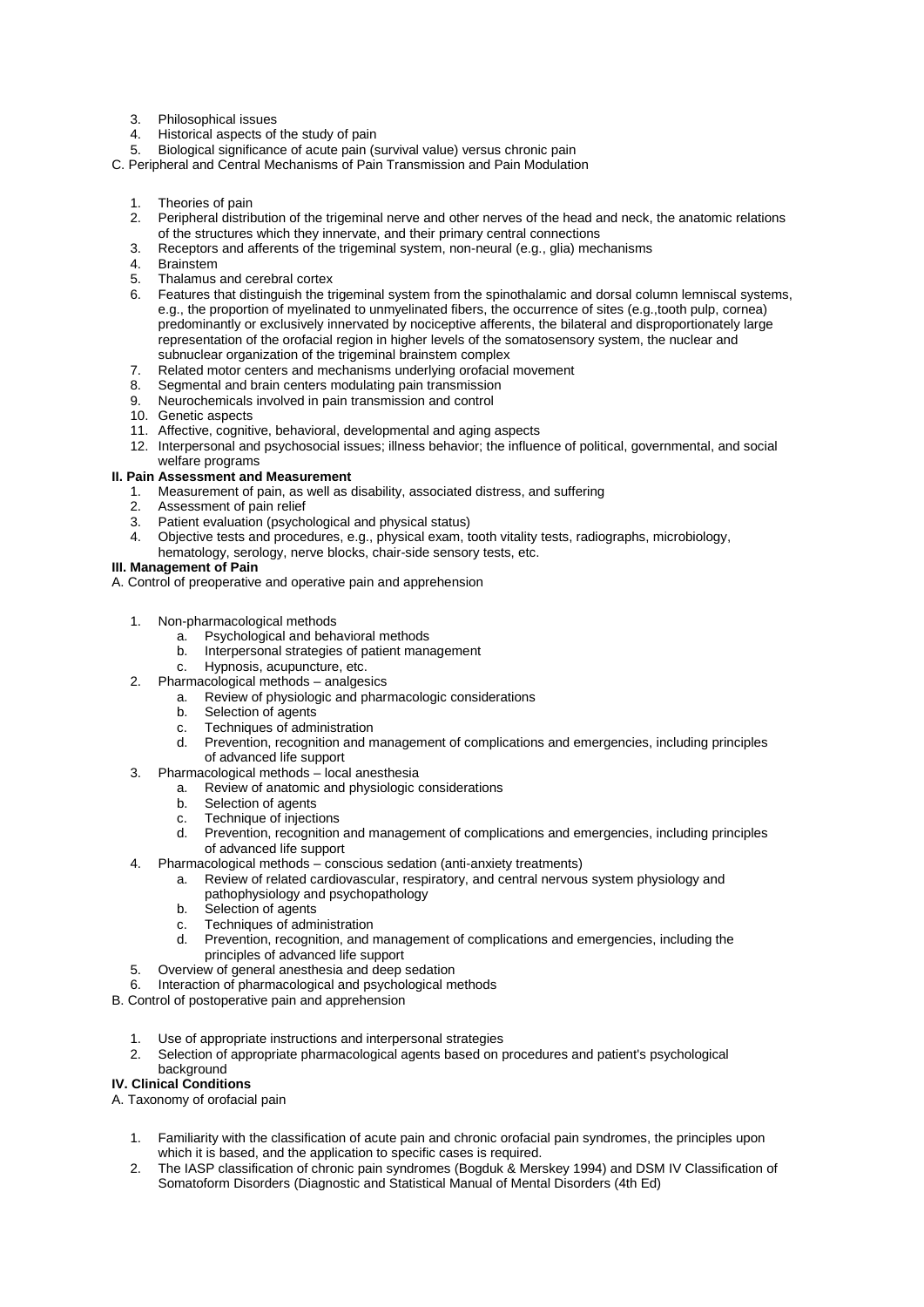3. Philosophical issues
4. Historical aspects of the study of pain
5. Biological significance of acute pain (survival value) versus chronic pain

C. Peripheral and Central Mechanisms of Pain Transmission and Pain Modulation

1. Theories of pain
2. Peripheral distribution of the trigeminal nerve and other nerves of the head and neck, the anatomic relations of the structures which they innervate, and their primary central connections
3. Receptors and afferents of the trigeminal system, non-neural (e.g., glia) mechanisms
4. Brainstem
5. Thalamus and cerebral cortex
6. Features that distinguish the trigeminal system from the spinothalamic and dorsal column lemniscal systems, e.g., the proportion of myelinated to unmyelinated fibers, the occurrence of sites (e.g.,tooth pulp, cornea) predominantly or exclusively innervated by nociceptive afferents, the bilateral and disproportionately large representation of the orofacial region in higher levels of the somatosensory system, the nuclear and subnuclear organization of the trigeminal brainstem complex
7. Related motor centers and mechanisms underlying orofacial movement
8. Segmental and brain centers modulating pain transmission
9. Neurochemicals involved in pain transmission and control
10. Genetic aspects
11. Affective, cognitive, behavioral, developmental and aging aspects
12. Interpersonal and psychosocial issues; illness behavior; the influence of political, governmental, and social welfare programs

**II. Pain Assessment and Measurement**

1. Measurement of pain, as well as disability, associated distress, and suffering
2. Assessment of pain relief
3. Patient evaluation (psychological and physical status)
4. Objective tests and procedures, e.g., physical exam, tooth vitality tests, radiographs, microbiology, hematology, serology, nerve blocks, chair-side sensory tests, etc.

**III. Management of Pain**

A. Control of preoperative and operative pain and apprehension

1. Non-pharmacological methods
   a. Psychological and behavioral methods
   b. Interpersonal strategies of patient management
   c. Hypnosis, acupuncture, etc.
2. Pharmacological methods – analgesics
   a. Review of physiologic and pharmacologic considerations
   b. Selection of agents
   c. Techniques of administration
   d. Prevention, recognition and management of complications and emergencies, including principles of advanced life support
3. Pharmacological methods – local anesthesia
   a. Review of anatomic and physiologic considerations
   b. Selection of agents
   c. Technique of injections
   d. Prevention, recognition and management of complications and emergencies, including principles of advanced life support
4. Pharmacological methods – conscious sedation (anti-anxiety treatments)
   a. Review of related cardiovascular, respiratory, and central nervous system physiology and pathophysiology and psychopathology
   b. Selection of agents
   c. Techniques of administration
   d. Prevention, recognition, and management of complications and emergencies, including the principles of advanced life support
5. Overview of general anesthesia and deep sedation
6. Interaction of pharmacological and psychological methods

B. Control of postoperative pain and apprehension

1. Use of appropriate instructions and interpersonal strategies
2. Selection of appropriate pharmacological agents based on procedures and patient's psychological background

**IV. Clinical Conditions**

A. Taxonomy of orofacial pain

1. Familiarity with the classification of acute pain and chronic orofacial pain syndromes, the principles upon which it is based, and the application to specific cases is required.
2. The IASP classification of chronic pain syndromes (Bogduk & Merskey 1994) and DSM IV Classification of Somatoform Disorders (Diagnostic and Statistical Manual of Mental Disorders (4th Ed)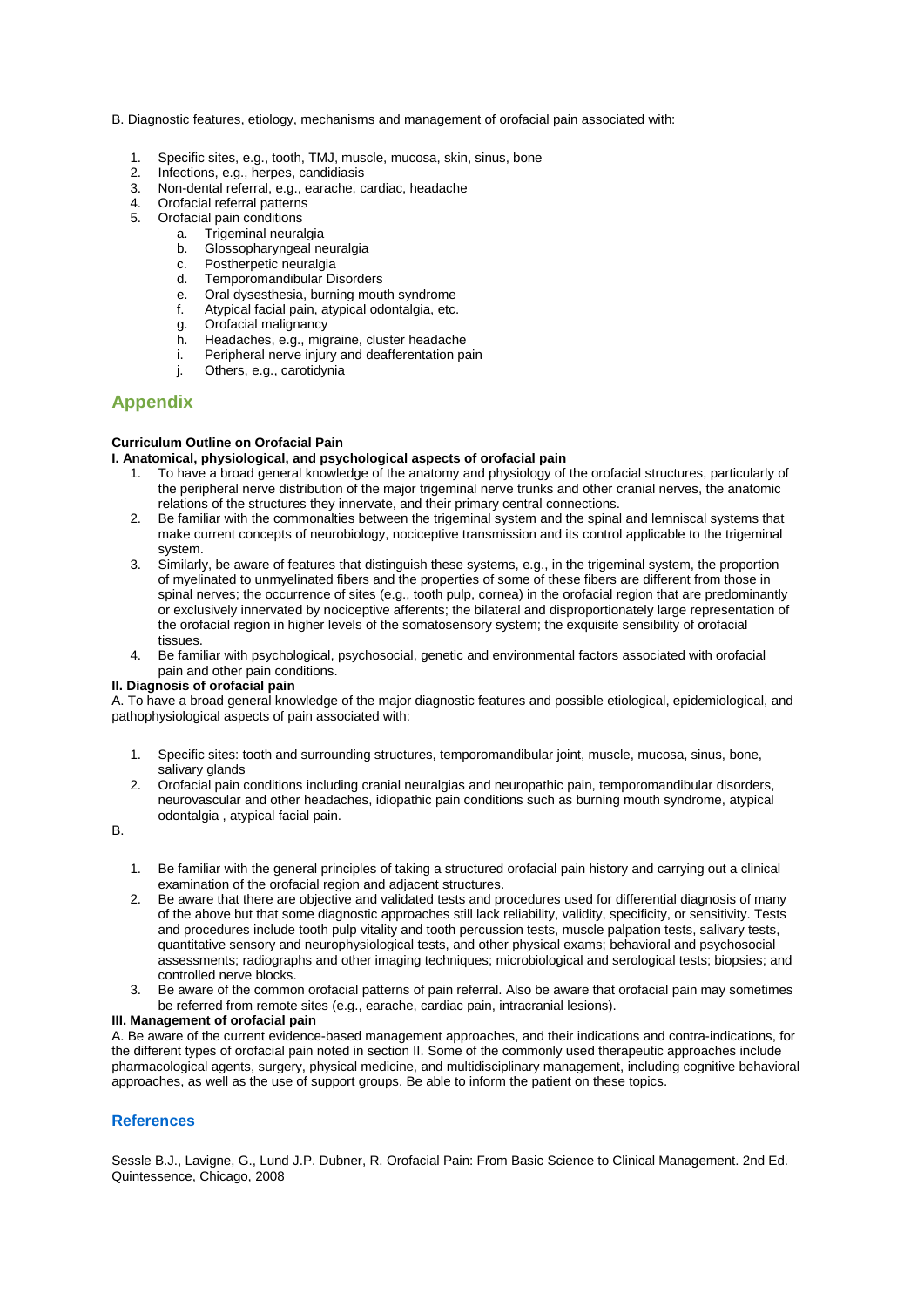B. Diagnostic features, etiology, mechanisms and management of orofacial pain associated with:

1. Specific sites, e.g., tooth, TMJ, muscle, mucosa, skin, sinus, bone
2. Infections, e.g., herpes, candidiasis
3. Non-dental referral, e.g., earache, cardiac, headache
4. Orofacial referral patterns
5. Orofacial pain conditions
    a. Trigeminal neuralgia
    b. Glossopharyngeal neuralgia
    c. Postherpetic neuralgia
    d. Temporomandibular Disorders
    e. Oral dysesthesia, burning mouth syndrome
    f. Atypical facial pain, atypical odontalgia, etc.
    g. Orofacial malignancy
    h. Headaches, e.g., migraine, cluster headache
    i. Peripheral nerve injury and deafferentation pain
    j. Others, e.g., carotidynia

## Appendix

**Curriculum Outline on Orofacial Pain**

**I. Anatomical, physiological, and psychological aspects of orofacial pain**

1. To have a broad general knowledge of the anatomy and physiology of the orofacial structures, particularly of the peripheral nerve distribution of the major trigeminal nerve trunks and other cranial nerves, the anatomic relations of the structures they innervate, and their primary central connections.
2. Be familiar with the commonalties between the trigeminal system and the spinal and lemniscal systems that make current concepts of neurobiology, nociceptive transmission and its control applicable to the trigeminal system.
3. Similarly, be aware of features that distinguish these systems, e.g., in the trigeminal system, the proportion of myelinated to unmyelinated fibers and the properties of some of these fibers are different from those in spinal nerves; the occurrence of sites (e.g., tooth pulp, cornea) in the orofacial region that are predominantly or exclusively innervated by nociceptive afferents; the bilateral and disproportionately large representation of the orofacial region in higher levels of the somatosensory system; the exquisite sensibility of orofacial tissues.
4. Be familiar with psychological, psychosocial, genetic and environmental factors associated with orofacial pain and other pain conditions.

**II. Diagnosis of orofacial pain**

A. To have a broad general knowledge of the major diagnostic features and possible etiological, epidemiological, and pathophysiological aspects of pain associated with:

1. Specific sites: tooth and surrounding structures, temporomandibular joint, muscle, mucosa, sinus, bone, salivary glands
2. Orofacial pain conditions including cranial neuralgias and neuropathic pain, temporomandibular disorders, neurovascular and other headaches, idiopathic pain conditions such as burning mouth syndrome, atypical odontalgia , atypical facial pain.

B.

1. Be familiar with the general principles of taking a structured orofacial pain history and carrying out a clinical examination of the orofacial region and adjacent structures.
2. Be aware that there are objective and validated tests and procedures used for differential diagnosis of many of the above but that some diagnostic approaches still lack reliability, validity, specificity, or sensitivity. Tests and procedures include tooth pulp vitality and tooth percussion tests, muscle palpation tests, salivary tests, quantitative sensory and neurophysiological tests, and other physical exams; behavioral and psychosocial assessments; radiographs and other imaging techniques; microbiological and serological tests; biopsies; and controlled nerve blocks.
3. Be aware of the common orofacial patterns of pain referral. Also be aware that orofacial pain may sometimes be referred from remote sites (e.g., earache, cardiac pain, intracranial lesions).

**III. Management of orofacial pain**

A. Be aware of the current evidence-based management approaches, and their indications and contra-indications, for the different types of orofacial pain noted in section II. Some of the commonly used therapeutic approaches include pharmacological agents, surgery, physical medicine, and multidisciplinary management, including cognitive behavioral approaches, as well as the use of support groups. Be able to inform the patient on these topics.

## References

Sessle B.J., Lavigne, G., Lund J.P. Dubner, R. Orofacial Pain: From Basic Science to Clinical Management. 2nd Ed. Quintessence, Chicago, 2008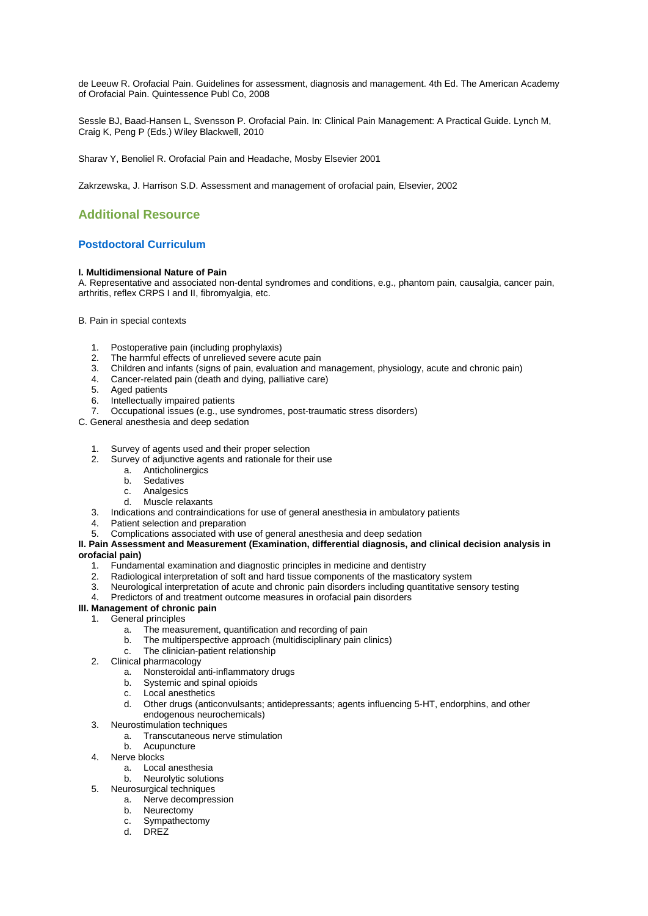de Leeuw R. Orofacial Pain. Guidelines for assessment, diagnosis and management. 4th Ed. The American Academy of Orofacial Pain. Quintessence Publ Co, 2008

Sessle BJ, Baad-Hansen L, Svensson P. Orofacial Pain. In: Clinical Pain Management: A Practical Guide. Lynch M, Craig K, Peng P (Eds.) Wiley Blackwell, 2010

Sharav Y, Benoliel R. Orofacial Pain and Headache, Mosby Elsevier 2001

Zakrzewska, J. Harrison S.D. Assessment and management of orofacial pain, Elsevier, 2002

## Additional Resource

### Postdoctoral Curriculum

**I. Multidimensional Nature of Pain**

A. Representative and associated non-dental syndromes and conditions, e.g., phantom pain, causalgia, cancer pain, arthritis, reflex CRPS I and II, fibromyalgia, etc.

B. Pain in special contexts

1. Postoperative pain (including prophylaxis)
2. The harmful effects of unrelieved severe acute pain
3. Children and infants (signs of pain, evaluation and management, physiology, acute and chronic pain)
4. Cancer-related pain (death and dying, palliative care)
5. Aged patients
6. Intellectually impaired patients
7. Occupational issues (e.g., use syndromes, post-traumatic stress disorders)

C. General anesthesia and deep sedation

1. Survey of agents used and their proper selection
2. Survey of adjunctive agents and rationale for their use
   a. Anticholinergics
   b. Sedatives
   c. Analgesics
   d. Muscle relaxants
3. Indications and contraindications for use of general anesthesia in ambulatory patients
4. Patient selection and preparation
5. Complications associated with use of general anesthesia and deep sedation

**II. Pain Assessment and Measurement (Examination, differential diagnosis, and clinical decision analysis in orofacial pain)**

1. Fundamental examination and diagnostic principles in medicine and dentistry
2. Radiological interpretation of soft and hard tissue components of the masticatory system
3. Neurological interpretation of acute and chronic pain disorders including quantitative sensory testing
4. Predictors of and treatment outcome measures in orofacial pain disorders

**III. Management of chronic pain**

1. General principles
   a. The measurement, quantification and recording of pain
   b. The multiperspective approach (multidisciplinary pain clinics)
   c. The clinician-patient relationship
2. Clinical pharmacology
   a. Nonsteroidal anti-inflammatory drugs
   b. Systemic and spinal opioids
   c. Local anesthetics
   d. Other drugs (anticonvulsants; antidepressants; agents influencing 5-HT, endorphins, and other endogenous neurochemicals)
3. Neurostimulation techniques
   a. Transcutaneous nerve stimulation
   b. Acupuncture
4. Nerve blocks
   a. Local anesthesia
   b. Neurolytic solutions
5. Neurosurgical techniques
   a. Nerve decompression
   b. Neurectomy
   c. Sympathectomy
   d. DREZ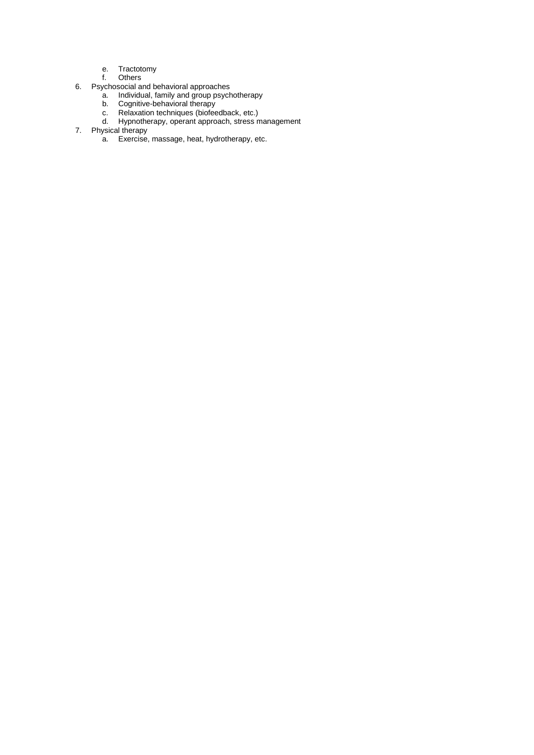e. Tractotomy
   f. Others
6. Psychosocial and behavioral approaches
   a. Individual, family and group psychotherapy
   b. Cognitive-behavioral therapy
   c. Relaxation techniques (biofeedback, etc.)
   d. Hypnotherapy, operant approach, stress management
7. Physical therapy
   a. Exercise, massage, heat, hydrotherapy, etc.